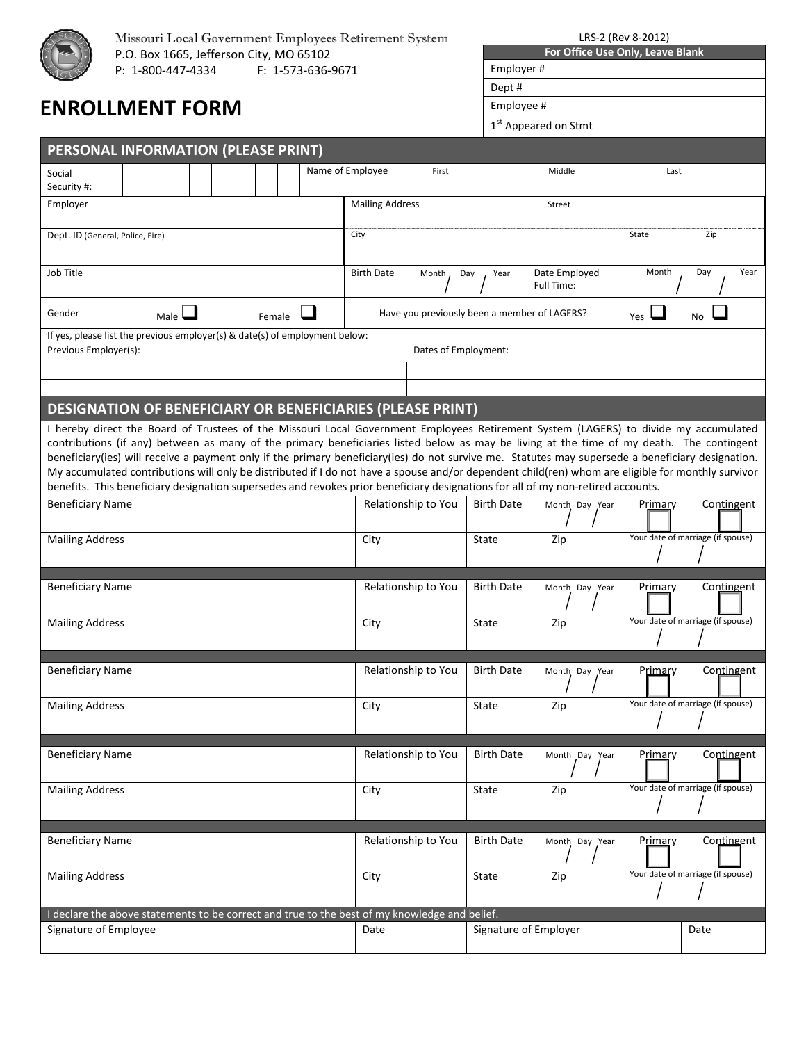Missouri Local Government Employees Retirement System
P.O. Box 1665, Jefferson City, MO 65102
P: 1-800-447-4334 F: 1-573-636-9671

LRS-2 (Rev 8-2012)

| For Office Use Only, Leave Blank | |
|---|---|
| Employer # | |
| Dept # | |
| Employee # | |
| 1st Appeared on Stmt | |

# ENROLLMENT FORM

## PERSONAL INFORMATION (PLEASE PRINT)

| | | | | |
|---|---|---|---|---|
| Social Security #: | Name of Employee First | Middle | Last | |
| Employer | Mailing Address Street | | | |
| Dept. ID (General, Police, Fire) | City | | State | Zip |
| Job Title | Birth Date Month / Day / Year | | Date Employed Full Time: | Month / Day / Year |
| Gender Male ☐ Female ☐ | Have you previously been a member of LAGERS? | | Yes ☐ | No ☐ |

If yes, please list the previous employer(s) & date(s) of employment below:

| Previous Employer(s): | Dates of Employment: |
|---|---|
| | |
| | |

## DESIGNATION OF BENEFICIARY OR BENEFICIARIES (PLEASE PRINT)

I hereby direct the Board of Trustees of the Missouri Local Government Employees Retirement System (LAGERS) to divide my accumulated contributions (if any) between as many of the primary beneficiaries listed below as may be living at the time of my death. The contingent beneficiary(ies) will receive a payment only if the primary beneficiary(ies) do not survive me. Statutes may supersede a beneficiary designation. My accumulated contributions will only be distributed if I do not have a spouse and/or dependent child(ren) whom are eligible for monthly survivor benefits. This beneficiary designation supersedes and revokes prior beneficiary designations for all of my non-retired accounts.

| | | | | |
|---|---|---|---|---|
| Beneficiary Name | Relationship to You | Birth Date Month / Day / Year | | Primary ☐ Contingent ☐ |
| Mailing Address | City | State | Zip | Your date of marriage (if spouse) / / |
| Beneficiary Name | Relationship to You | Birth Date Month / Day / Year | | Primary ☐ Contingent ☐ |
| Mailing Address | City | State | Zip | Your date of marriage (if spouse) / / |
| Beneficiary Name | Relationship to You | Birth Date Month / Day / Year | | Primary ☐ Contingent ☐ |
| Mailing Address | City | State | Zip | Your date of marriage (if spouse) / / |
| Beneficiary Name | Relationship to You | Birth Date Month / Day / Year | | Primary ☐ Contingent ☐ |
| Mailing Address | City | State | Zip | Your date of marriage (if spouse) / / |
| Beneficiary Name | Relationship to You | Birth Date Month / Day / Year | | Primary ☐ Contingent ☐ |
| Mailing Address | City | State | Zip | Your date of marriage (if spouse) / / |

I declare the above statements to be correct and true to the best of my knowledge and belief.

| Signature of Employee | Date | Signature of Employer | Date |
|---|---|---|---|
| | | | |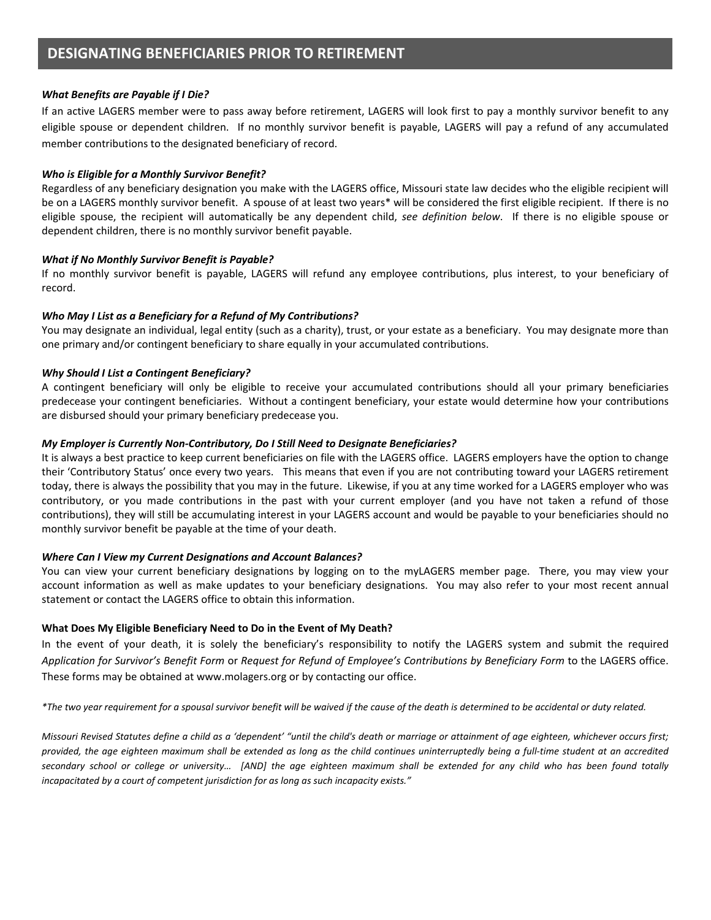## DESIGNATING BENEFICIARIES PRIOR TO RETIREMENT

***What Benefits are Payable if I Die?***

If an active LAGERS member were to pass away before retirement, LAGERS will look first to pay a monthly survivor benefit to any eligible spouse or dependent children. If no monthly survivor benefit is payable, LAGERS will pay a refund of any accumulated member contributions to the designated beneficiary of record.

***Who is Eligible for a Monthly Survivor Benefit?***

Regardless of any beneficiary designation you make with the LAGERS office, Missouri state law decides who the eligible recipient will be on a LAGERS monthly survivor benefit. A spouse of at least two years* will be considered the first eligible recipient. If there is no eligible spouse, the recipient will automatically be any dependent child, *see definition below*. If there is no eligible spouse or dependent children, there is no monthly survivor benefit payable.

***What if No Monthly Survivor Benefit is Payable?***

If no monthly survivor benefit is payable, LAGERS will refund any employee contributions, plus interest, to your beneficiary of record.

***Who May I List as a Beneficiary for a Refund of My Contributions?***

You may designate an individual, legal entity (such as a charity), trust, or your estate as a beneficiary. You may designate more than one primary and/or contingent beneficiary to share equally in your accumulated contributions.

***Why Should I List a Contingent Beneficiary?***

A contingent beneficiary will only be eligible to receive your accumulated contributions should all your primary beneficiaries predecease your contingent beneficiaries. Without a contingent beneficiary, your estate would determine how your contributions are disbursed should your primary beneficiary predecease you.

***My Employer is Currently Non-Contributory, Do I Still Need to Designate Beneficiaries?***

It is always a best practice to keep current beneficiaries on file with the LAGERS office. LAGERS employers have the option to change their 'Contributory Status' once every two years. This means that even if you are not contributing toward your LAGERS retirement today, there is always the possibility that you may in the future. Likewise, if you at any time worked for a LAGERS employer who was contributory, or you made contributions in the past with your current employer (and you have not taken a refund of those contributions), they will still be accumulating interest in your LAGERS account and would be payable to your beneficiaries should no monthly survivor benefit be payable at the time of your death.

***Where Can I View my Current Designations and Account Balances?***

You can view your current beneficiary designations by logging on to the myLAGERS member page. There, you may view your account information as well as make updates to your beneficiary designations. You may also refer to your most recent annual statement or contact the LAGERS office to obtain this information.

**What Does My Eligible Beneficiary Need to Do in the Event of My Death?**

In the event of your death, it is solely the beneficiary's responsibility to notify the LAGERS system and submit the required *Application for Survivor's Benefit Form* or *Request for Refund of Employee's Contributions by Beneficiary Form* to the LAGERS office. These forms may be obtained at www.molagers.org or by contacting our office.

*\*The two year requirement for a spousal survivor benefit will be waived if the cause of the death is determined to be accidental or duty related.*

*Missouri Revised Statutes define a child as a 'dependent' "until the child's death or marriage or attainment of age eighteen, whichever occurs first; provided, the age eighteen maximum shall be extended as long as the child continues uninterruptedly being a full-time student at an accredited secondary school or college or university… [AND] the age eighteen maximum shall be extended for any child who has been found totally incapacitated by a court of competent jurisdiction for as long as such incapacity exists."*